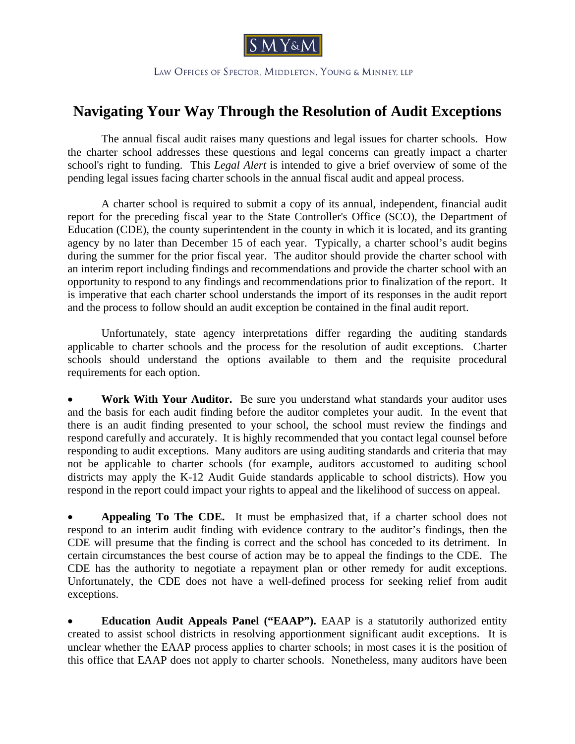SMY&M

Law Offices of Spector, Middleton, Young & Minney, LLP

# Navigating Your Way Through the Resolution of Audit Exceptions

The annual fiscal audit raises many questions and legal issues for charter schools. How the charter school addresses these questions and legal concerns can greatly impact a charter school's right to funding. This *Legal Alert* is intended to give a brief overview of some of the pending legal issues facing charter schools in the annual fiscal audit and appeal process.

A charter school is required to submit a copy of its annual, independent, financial audit report for the preceding fiscal year to the State Controller's Office (SCO), the Department of Education (CDE), the county superintendent in the county in which it is located, and its granting agency by no later than December 15 of each year. Typically, a charter school's audit begins during the summer for the prior fiscal year. The auditor should provide the charter school with an interim report including findings and recommendations and provide the charter school with an opportunity to respond to any findings and recommendations prior to finalization of the report. It is imperative that each charter school understands the import of its responses in the audit report and the process to follow should an audit exception be contained in the final audit report.

Unfortunately, state agency interpretations differ regarding the auditing standards applicable to charter schools and the process for the resolution of audit exceptions. Charter schools should understand the options available to them and the requisite procedural requirements for each option.

- **Work With Your Auditor.** Be sure you understand what standards your auditor uses and the basis for each audit finding before the auditor completes your audit. In the event that there is an audit finding presented to your school, the school must review the findings and respond carefully and accurately. It is highly recommended that you contact legal counsel before responding to audit exceptions. Many auditors are using auditing standards and criteria that may not be applicable to charter schools (for example, auditors accustomed to auditing school districts may apply the K-12 Audit Guide standards applicable to school districts). How you respond in the report could impact your rights to appeal and the likelihood of success on appeal.

- **Appealing To The CDE.** It must be emphasized that, if a charter school does not respond to an interim audit finding with evidence contrary to the auditor's findings, then the CDE will presume that the finding is correct and the school has conceded to its detriment. In certain circumstances the best course of action may be to appeal the findings to the CDE. The CDE has the authority to negotiate a repayment plan or other remedy for audit exceptions. Unfortunately, the CDE does not have a well-defined process for seeking relief from audit exceptions.

- **Education Audit Appeals Panel ("EAAP").** EAAP is a statutorily authorized entity created to assist school districts in resolving apportionment significant audit exceptions. It is unclear whether the EAAP process applies to charter schools; in most cases it is the position of this office that EAAP does not apply to charter schools. Nonetheless, many auditors have been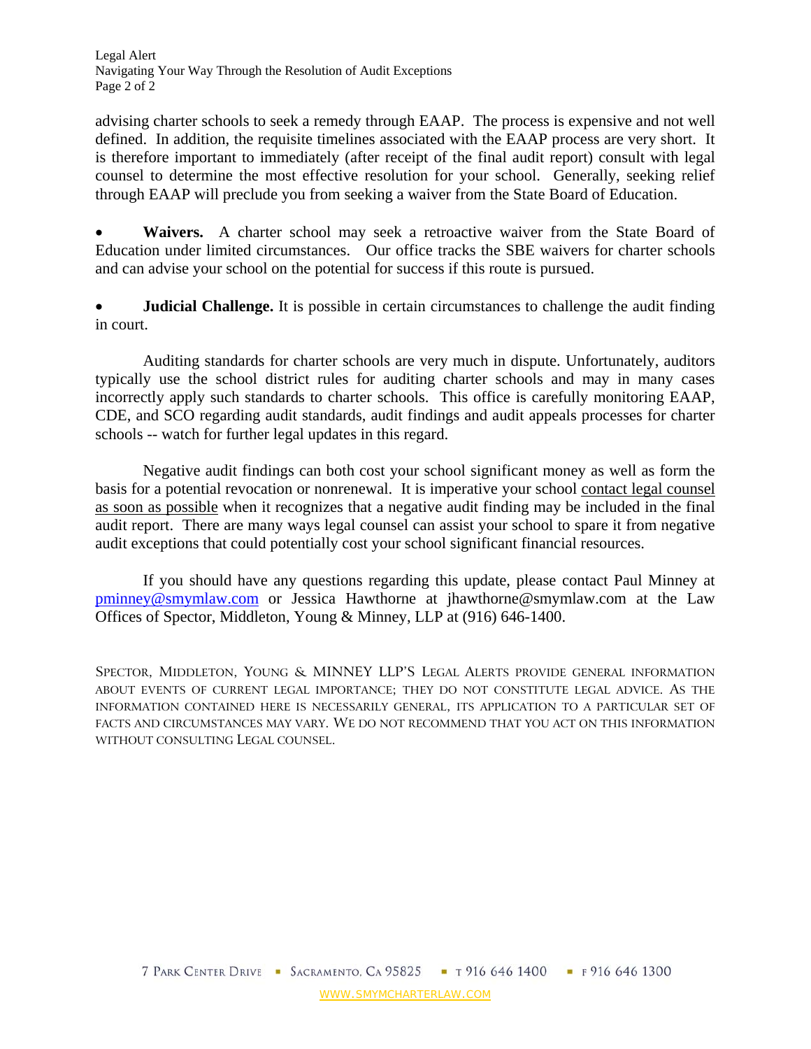advising charter schools to seek a remedy through EAAP. The process is expensive and not well defined. In addition, the requisite timelines associated with the EAAP process are very short. It is therefore important to immediately (after receipt of the final audit report) consult with legal counsel to determine the most effective resolution for your school. Generally, seeking relief through EAAP will preclude you from seeking a waiver from the State Board of Education.

- **Waivers.** A charter school may seek a retroactive waiver from the State Board of Education under limited circumstances. Our office tracks the SBE waivers for charter schools and can advise your school on the potential for success if this route is pursued.

- **Judicial Challenge.** It is possible in certain circumstances to challenge the audit finding in court.

Auditing standards for charter schools are very much in dispute. Unfortunately, auditors typically use the school district rules for auditing charter schools and may in many cases incorrectly apply such standards to charter schools. This office is carefully monitoring EAAP, CDE, and SCO regarding audit standards, audit findings and audit appeals processes for charter schools -- watch for further legal updates in this regard.

Negative audit findings can both cost your school significant money as well as form the basis for a potential revocation or nonrenewal. It is imperative your school contact legal counsel as soon as possible when it recognizes that a negative audit finding may be included in the final audit report. There are many ways legal counsel can assist your school to spare it from negative audit exceptions that could potentially cost your school significant financial resources.

If you should have any questions regarding this update, please contact Paul Minney at pminney@smymlaw.com or Jessica Hawthorne at jhawthorne@smymlaw.com at the Law Offices of Spector, Middleton, Young & Minney, LLP at (916) 646-1400.

SPECTOR, MIDDLETON, YOUNG & MINNEY LLP'S LEGAL ALERTS PROVIDE GENERAL INFORMATION ABOUT EVENTS OF CURRENT LEGAL IMPORTANCE; THEY DO NOT CONSTITUTE LEGAL ADVICE. AS THE INFORMATION CONTAINED HERE IS NECESSARILY GENERAL, ITS APPLICATION TO A PARTICULAR SET OF FACTS AND CIRCUMSTANCES MAY VARY. WE DO NOT RECOMMEND THAT YOU ACT ON THIS INFORMATION WITHOUT CONSULTING LEGAL COUNSEL.

7 PARK CENTER DRIVE ▪ SACRAMENTO, CA 95825 ▪ T 916 646 1400 ▪ F 916 646 1300

WWW.SMYMCHARTERLAW.COM